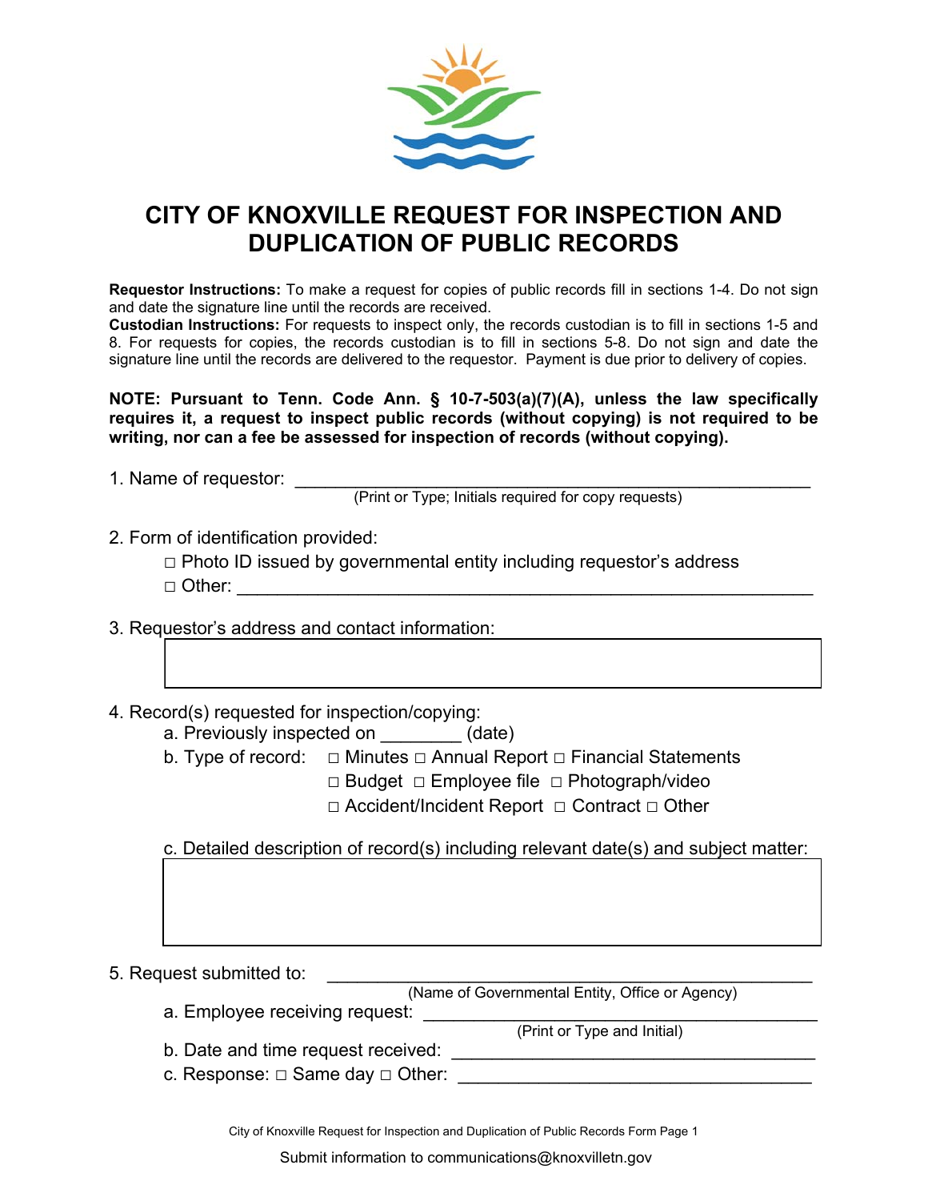# CITY OF KNOXVILLE REQUEST FOR INSPECTION AND DUPLICATION OF PUBLIC RECORDS

**Requestor Instructions:** To make a request for copies of public records fill in sections 1-4. Do not sign and date the signature line until the records are received.
**Custodian Instructions:** For requests to inspect only, the records custodian is to fill in sections 1-5 and 8. For requests for copies, the records custodian is to fill in sections 5-8. Do not sign and date the signature line until the records are delivered to the requestor. Payment is due prior to delivery of copies.

**NOTE: Pursuant to Tenn. Code Ann. § 10-7-503(a)(7)(A), unless the law specifically requires it, a request to inspect public records (without copying) is not required to be writing, nor can a fee be assessed for inspection of records (without copying).**

1. Name of requestor: ______________________________________________________
   (Print or Type; Initials required for copy requests)

2. Form of identification provided:
   - □ Photo ID issued by governmental entity including requestor's address
   - □ Other: ______________________________________________________

3. Requestor's address and contact information:

   | |
   |---|
   | |

4. Record(s) requested for inspection/copying:
   - a. Previously inspected on ________ (date)
   - b. Type of record: □ Minutes □ Annual Report □ Financial Statements □ Budget □ Employee file □ Photograph/video □ Accident/Incident Report □ Contract □ Other
   - c. Detailed description of record(s) including relevant date(s) and subject matter:

   | |
   |---|
   | |

5. Request submitted to: ______________________________________________
   (Name of Governmental Entity, Office or Agency)
   - a. Employee receiving request: ____________________________________
     (Print or Type and Initial)
   - b. Date and time request received: ________________________________
   - c. Response: □ Same day □ Other: ________________________________

Submit information to communications@knoxvilletn.gov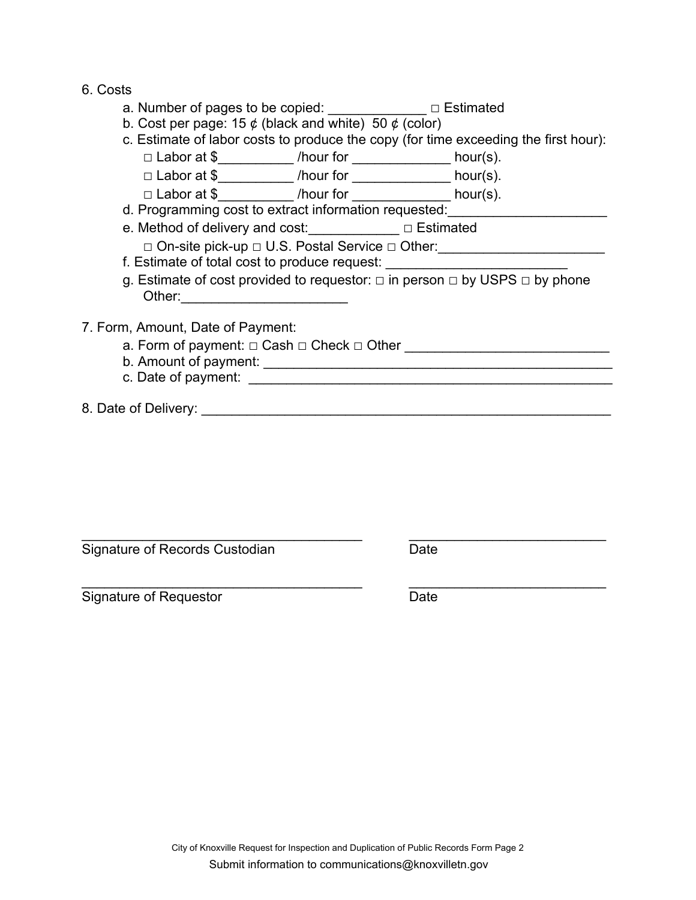6. Costs

   a. Number of pages to be copied: _____________ □ Estimated

   b. Cost per page: 15 ¢ (black and white)  50 ¢ (color)

   c. Estimate of labor costs to produce the copy (for time exceeding the first hour):

      □ Labor at $__________ /hour for _____________ hour(s).

      □ Labor at $__________ /hour for _____________ hour(s).

      □ Labor at $__________ /hour for _____________ hour(s).

   d. Programming cost to extract information requested:_____________________

   e. Method of delivery and cost:____________ □ Estimated

      □ On-site pick-up □ U.S. Postal Service □ Other:______________________

   f. Estimate of total cost to produce request: ________________________

   g. Estimate of cost provided to requestor: □ in person □ by USPS □ by phone
      Other:______________________

7. Form, Amount, Date of Payment:

   a. Form of payment: □ Cash □ Check □ Other ___________________________

   b. Amount of payment: _______________________________________________

   c. Date of payment: _________________________________________________

8. Date of Delivery: __________________________________________________________

______________________________________ ___________________________
Signature of Records Custodian Date

______________________________________ ___________________________
Signature of Requestor Date

City of Knoxville Request for Inspection and Duplication of Public Records Form Page 2

Submit information to communications@knoxvilletn.gov